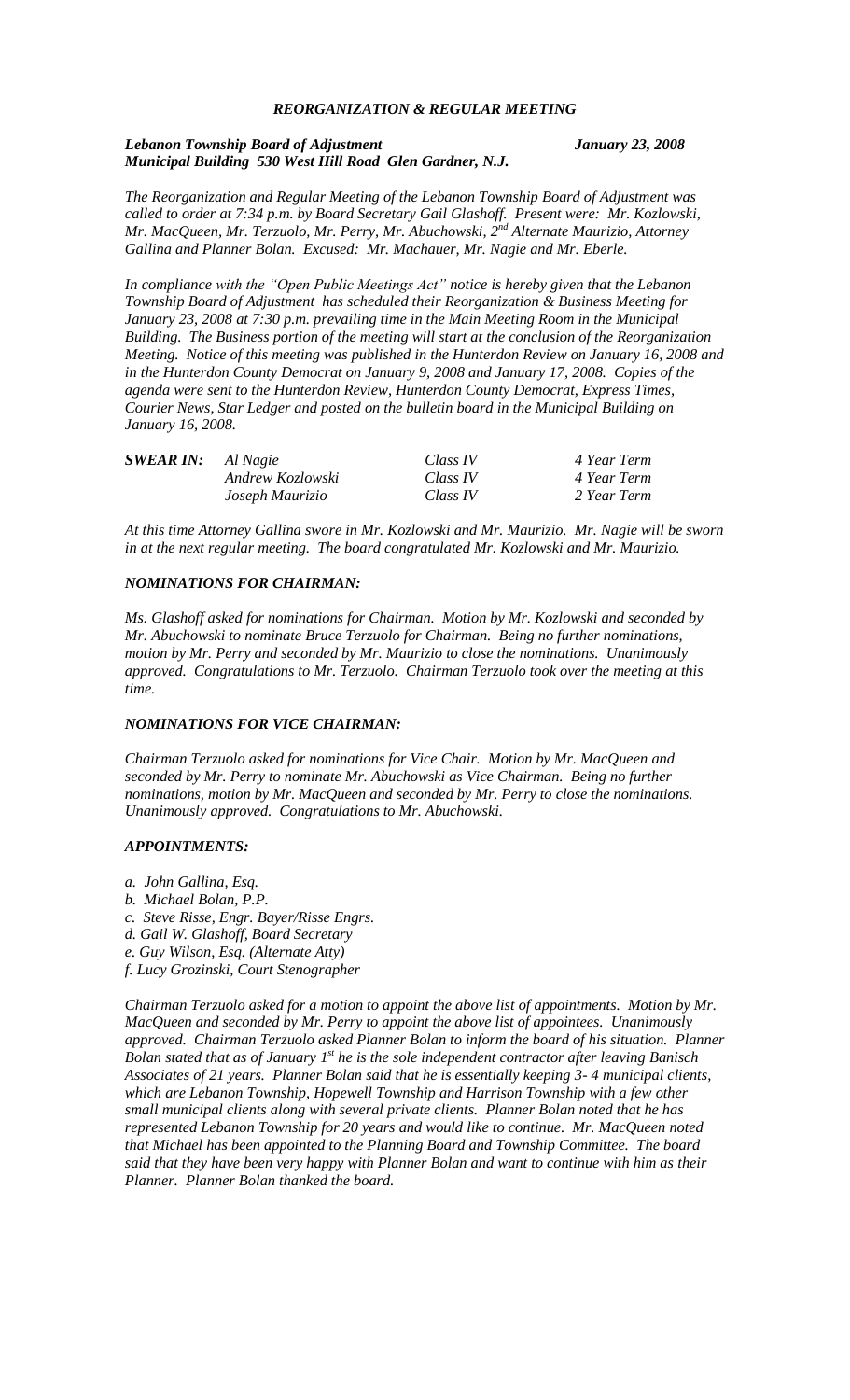# *REORGANIZATION & REGULAR MEETING*

*Lebanon Township Board of Adjustment* *January 23, 2008*
*Municipal Building 530 West Hill Road Glen Gardner, N.J.*

*The Reorganization and Regular Meeting of the Lebanon Township Board of Adjustment was called to order at 7:34 p.m. by Board Secretary Gail Glashoff. Present were: Mr. Kozlowski, Mr. MacQueen, Mr. Terzuolo, Mr. Perry, Mr. Abuchowski, 2nd Alternate Maurizio, Attorney Gallina and Planner Bolan. Excused: Mr. Machauer, Mr. Nagie and Mr. Eberle.*

*In compliance with the "Open Public Meetings Act" notice is hereby given that the Lebanon Township Board of Adjustment has scheduled their Reorganization & Business Meeting for January 23, 2008 at 7:30 p.m. prevailing time in the Main Meeting Room in the Municipal Building. The Business portion of the meeting will start at the conclusion of the Reorganization Meeting. Notice of this meeting was published in the Hunterdon Review on January 16, 2008 and in the Hunterdon County Democrat on January 9, 2008 and January 17, 2008. Copies of the agenda were sent to the Hunterdon Review, Hunterdon County Democrat, Express Times, Courier News, Star Ledger and posted on the bulletin board in the Municipal Building on January 16, 2008.*

| ***SWEAR IN:*** | *Al Nagie* | *Class IV* | *4 Year Term* |
|---|---|---|---|
| | *Andrew Kozlowski* | *Class IV* | *4 Year Term* |
| | *Joseph Maurizio* | *Class IV* | *2 Year Term* |

*At this time Attorney Gallina swore in Mr. Kozlowski and Mr. Maurizio. Mr. Nagie will be sworn in at the next regular meeting. The board congratulated Mr. Kozlowski and Mr. Maurizio.*

### *NOMINATIONS FOR CHAIRMAN:*

*Ms. Glashoff asked for nominations for Chairman. Motion by Mr. Kozlowski and seconded by Mr. Abuchowski to nominate Bruce Terzuolo for Chairman. Being no further nominations, motion by Mr. Perry and seconded by Mr. Maurizio to close the nominations. Unanimously approved. Congratulations to Mr. Terzuolo. Chairman Terzuolo took over the meeting at this time.*

### *NOMINATIONS FOR VICE CHAIRMAN:*

*Chairman Terzuolo asked for nominations for Vice Chair. Motion by Mr. MacQueen and seconded by Mr. Perry to nominate Mr. Abuchowski as Vice Chairman. Being no further nominations, motion by Mr. MacQueen and seconded by Mr. Perry to close the nominations. Unanimously approved. Congratulations to Mr. Abuchowski.*

### *APPOINTMENTS:*

*a. John Gallina, Esq.*
*b. Michael Bolan, P.P.*
*c. Steve Risse, Engr. Bayer/Risse Engrs.*
*d. Gail W. Glashoff, Board Secretary*
*e. Guy Wilson, Esq. (Alternate Atty)*
*f. Lucy Grozinski, Court Stenographer*

*Chairman Terzuolo asked for a motion to appoint the above list of appointments. Motion by Mr. MacQueen and seconded by Mr. Perry to appoint the above list of appointees. Unanimously approved. Chairman Terzuolo asked Planner Bolan to inform the board of his situation. Planner Bolan stated that as of January 1st he is the sole independent contractor after leaving Banisch Associates of 21 years. Planner Bolan said that he is essentially keeping 3- 4 municipal clients, which are Lebanon Township, Hopewell Township and Harrison Township with a few other small municipal clients along with several private clients. Planner Bolan noted that he has represented Lebanon Township for 20 years and would like to continue. Mr. MacQueen noted that Michael has been appointed to the Planning Board and Township Committee. The board said that they have been very happy with Planner Bolan and want to continue with him as their Planner. Planner Bolan thanked the board.*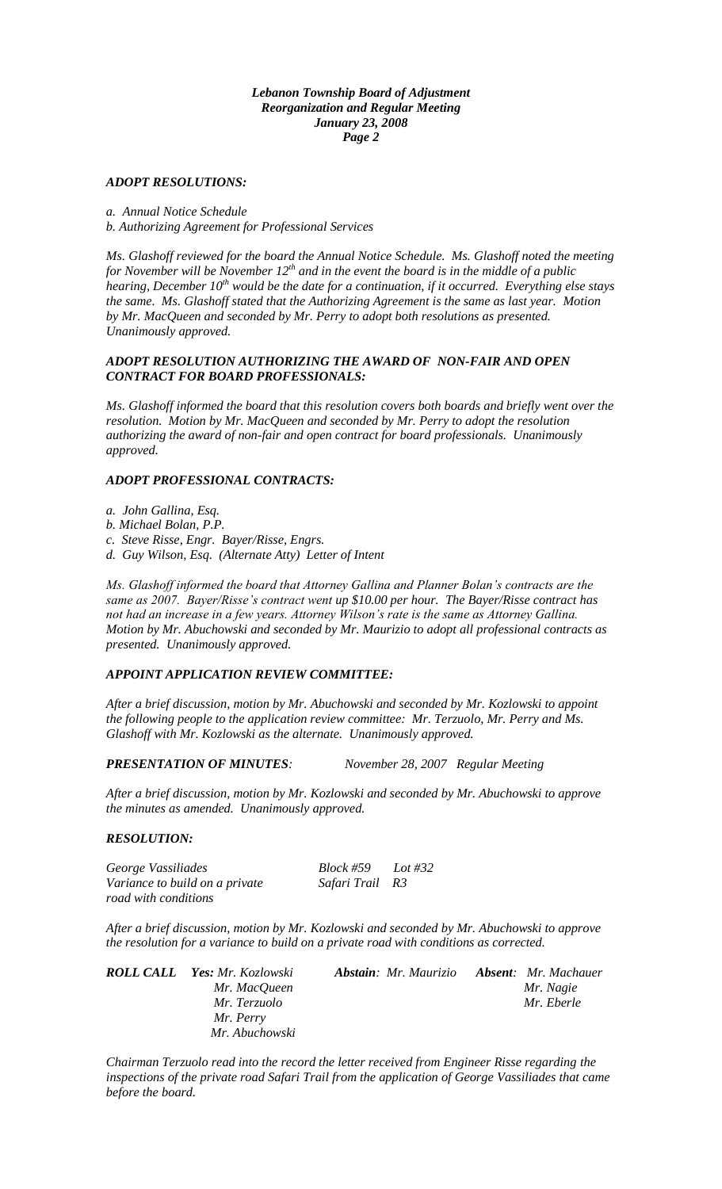### *ADOPT RESOLUTIONS:*

*a. Annual Notice Schedule*
*b. Authorizing Agreement for Professional Services*

*Ms. Glashoff reviewed for the board the Annual Notice Schedule. Ms. Glashoff noted the meeting for November will be November 12th and in the event the board is in the middle of a public hearing, December 10th would be the date for a continuation, if it occurred. Everything else stays the same. Ms. Glashoff stated that the Authorizing Agreement is the same as last year. Motion by Mr. MacQueen and seconded by Mr. Perry to adopt both resolutions as presented. Unanimously approved.*

### *ADOPT RESOLUTION AUTHORIZING THE AWARD OF NON-FAIR AND OPEN CONTRACT FOR BOARD PROFESSIONALS:*

*Ms. Glashoff informed the board that this resolution covers both boards and briefly went over the resolution. Motion by Mr. MacQueen and seconded by Mr. Perry to adopt the resolution authorizing the award of non-fair and open contract for board professionals. Unanimously approved.*

### *ADOPT PROFESSIONAL CONTRACTS:*

*a. John Gallina, Esq.*
*b. Michael Bolan, P.P.*
*c. Steve Risse, Engr. Bayer/Risse, Engrs.*
*d. Guy Wilson, Esq. (Alternate Atty) Letter of Intent*

*Ms. Glashoff informed the board that Attorney Gallina and Planner Bolan's contracts are the same as 2007. Bayer/Risse's contract went up $10.00 per hour. The Bayer/Risse contract has not had an increase in a few years. Attorney Wilson's rate is the same as Attorney Gallina. Motion by Mr. Abuchowski and seconded by Mr. Maurizio to adopt all professional contracts as presented. Unanimously approved.*

### *APPOINT APPLICATION REVIEW COMMITTEE:*

*After a brief discussion, motion by Mr. Abuchowski and seconded by Mr. Kozlowski to appoint the following people to the application review committee: Mr. Terzuolo, Mr. Perry and Ms. Glashoff with Mr. Kozlowski as the alternate. Unanimously approved.*

***PRESENTATION OF MINUTES:*** *November 28, 2007 Regular Meeting*

*After a brief discussion, motion by Mr. Kozlowski and seconded by Mr. Abuchowski to approve the minutes as amended. Unanimously approved.*

### *RESOLUTION:*

*George Vassiliades* — *Block #59 Lot #32*
*Variance to build on a private road with conditions* — *Safari Trail R3*

*After a brief discussion, motion by Mr. Kozlowski and seconded by Mr. Abuchowski to approve the resolution for a variance to build on a private road with conditions as corrected.*

| ***ROLL CALL*** | ***Yes:*** | ***Abstain:*** | ***Absent:*** |
|---|---|---|---|
| | *Mr. Kozlowski* | *Mr. Maurizio* | *Mr. Machauer* |
| | *Mr. MacQueen* | | *Mr. Nagie* |
| | *Mr. Terzuolo* | | *Mr. Eberle* |
| | *Mr. Perry* | | |
| | *Mr. Abuchowski* | | |

*Chairman Terzuolo read into the record the letter received from Engineer Risse regarding the inspections of the private road Safari Trail from the application of George Vassiliades that came before the board.*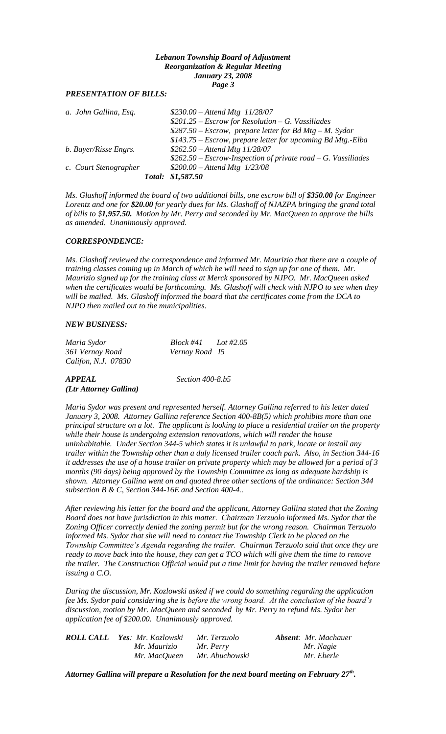*Lebanon Township Board of Adjustment*
*Reorganization & Regular Meeting*
*January 23, 2008*

### *PRESENTATION OF BILLS:*

| | |
|---|---|
| *a. John Gallina, Esq.* | *$230.00 – Attend Mtg 11/28/07* |
| | *$201.25 – Escrow for Resolution – G. Vassiliades* |
| | *$287.50 – Escrow, prepare letter for Bd Mtg – M. Sydor* |
| | *$143.75 – Escrow, prepare letter for upcoming Bd Mtg.-Elba* |
| *b. Bayer/Risse Engrs.* | *$262.50 – Attend Mtg 11/28/07* |
| | *$262.50 – Escrow-Inspection of private road – G. Vassiliades* |
| *c. Court Stenographer* | *$200.00 – Attend Mtg 1/23/08* |
| *Total:* | ***$1,587.50*** |

*Ms. Glashoff informed the board of two additional bills, one escrow bill of **$350.00** for Engineer Lorentz and one for **$20.00** for yearly dues for Ms. Glashoff of NJAZPA bringing the grand total of bills to **$1,957.50.** Motion by Mr. Perry and seconded by Mr. MacQueen to approve the bills as amended. Unanimously approved.*

### *CORRESPONDENCE:*

*Ms. Glashoff reviewed the correspondence and informed Mr. Maurizio that there are a couple of training classes coming up in March of which he will need to sign up for one of them. Mr. Maurizio signed up for the training class at Merck sponsored by NJPO. Mr. MacQueen asked when the certificates would be forthcoming. Ms. Glashoff will check with NJPO to see when they will be mailed. Ms. Glashoff informed the board that the certificates come from the DCA to NJPO then mailed out to the municipalities.*

### *NEW BUSINESS:*

| | |
|---|---|
| *Maria Sydor* | *Block #41 Lot #2.05* |
| *361 Vernoy Road* | *Vernoy Road I5* |
| *Califon, N.J. 07830* | |

***APPEAL*** *Section 400-8.b5*
***(Ltr Attorney Gallina)***

*Maria Sydor was present and represented herself. Attorney Gallina referred to his letter dated January 3, 2008. Attorney Gallina reference Section 400-8B(5) which prohibits more than one principal structure on a lot. The applicant is looking to place a residential trailer on the property while their house is undergoing extension renovations, which will render the house uninhabitable. Under Section 344-5 which states it is unlawful to park, locate or install any trailer within the Township other than a duly licensed trailer coach park. Also, in Section 344-16 it addresses the use of a house trailer on private property which may be allowed for a period of 3 months (90 days) being approved by the Township Committee as long as adequate hardship is shown. Attorney Gallina went on and quoted three other sections of the ordinance: Section 344 subsection B & C, Section 344-16E and Section 400-4..*

*After reviewing his letter for the board and the applicant, Attorney Gallina stated that the Zoning Board does not have jurisdiction in this matter. Chairman Terzuolo informed Ms. Sydor that the Zoning Officer correctly denied the zoning permit but for the wrong reason. Chairman Terzuolo informed Ms. Sydor that she will need to contact the Township Clerk to be placed on the Township Committee's Agenda regarding the trailer. Chairman Terzuolo said that once they are ready to move back into the house, they can get a TCO which will give them the time to remove the trailer. The Construction Official would put a time limit for having the trailer removed before issuing a C.O.*

*During the discussion, Mr. Kozlowski asked if we could do something regarding the application fee Ms. Sydor paid considering she is before the wrong board. At the conclusion of the board's discussion, motion by Mr. MacQueen and seconded by Mr. Perry to refund Ms. Sydor her application fee of $200.00. Unanimously approved.*

| ***ROLL CALL*** | ***Yes****: Mr. Kozlowski* | *Mr. Terzuolo* | ***Absent****: Mr. Machauer* |
|---|---|---|---|
| | *Mr. Maurizio* | *Mr. Perry* | *Mr. Nagie* |
| | *Mr. MacQueen* | *Mr. Abuchowski* | *Mr. Eberle* |

***Attorney Gallina will prepare a Resolution for the next board meeting on February 27th.***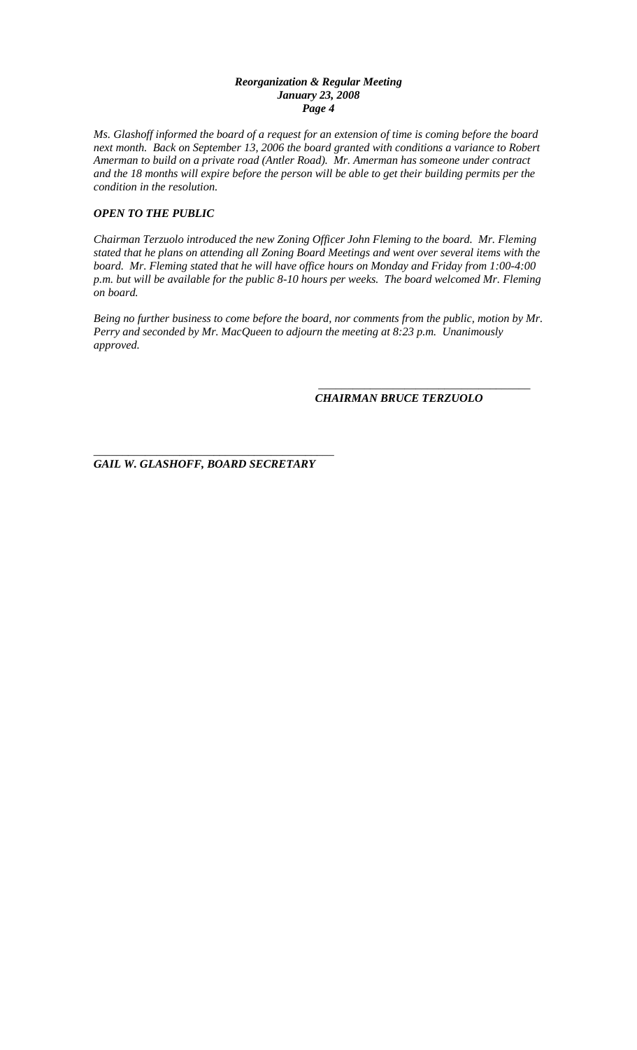*Ms. Glashoff informed the board of a request for an extension of time is coming before the board next month. Back on September 13, 2006 the board granted with conditions a variance to Robert Amerman to build on a private road (Antler Road). Mr. Amerman has someone under contract and the 18 months will expire before the person will be able to get their building permits per the condition in the resolution.*

***OPEN TO THE PUBLIC***

*Chairman Terzuolo introduced the new Zoning Officer John Fleming to the board. Mr. Fleming stated that he plans on attending all Zoning Board Meetings and went over several items with the board. Mr. Fleming stated that he will have office hours on Monday and Friday from 1:00-4:00 p.m. but will be available for the public 8-10 hours per weeks. The board welcomed Mr. Fleming on board.*

*Being no further business to come before the board, nor comments from the public, motion by Mr. Perry and seconded by Mr. MacQueen to adjourn the meeting at 8:23 p.m. Unanimously approved.*

\_\_\_\_\_\_\_\_\_\_\_\_\_\_\_\_\_\_\_\_\_\_\_\_\_\_\_\_\_\_\_\_\_\_\_\_\_\_\_\_
***CHAIRMAN BRUCE TERZUOLO***

\_\_\_\_\_\_\_\_\_\_\_\_\_\_\_\_\_\_\_\_\_\_\_\_\_\_\_\_\_\_\_\_\_\_\_\_\_\_\_\_
***GAIL W. GLASHOFF, BOARD SECRETARY***